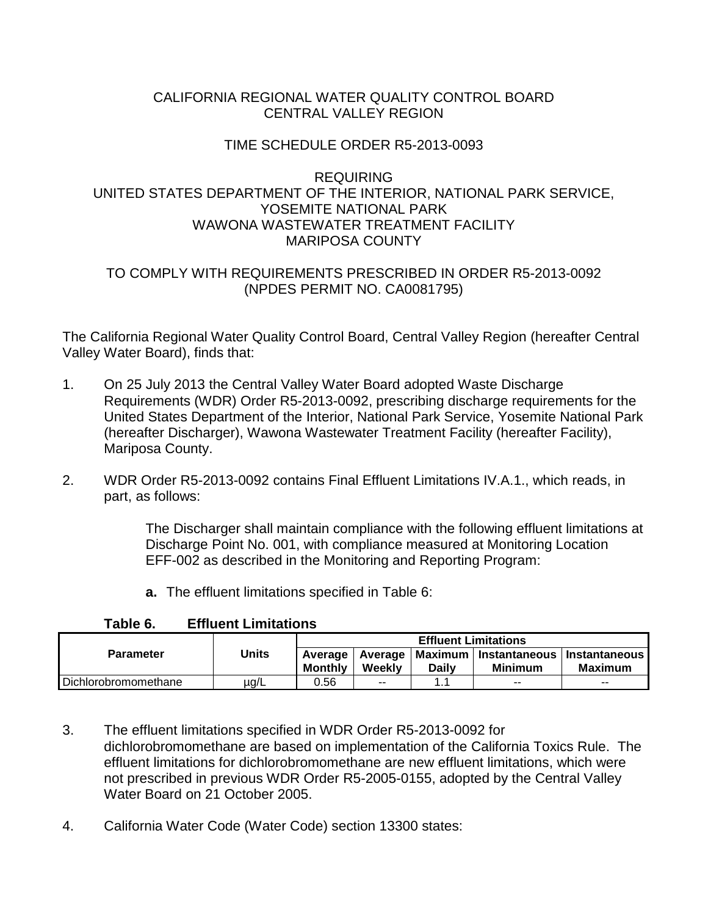CALIFORNIA REGIONAL WATER QUALITY CONTROL BOARD
CENTRAL VALLEY REGION

TIME SCHEDULE ORDER R5-2013-0093

REQUIRING
UNITED STATES DEPARTMENT OF THE INTERIOR, NATIONAL PARK SERVICE,
YOSEMITE NATIONAL PARK
WAWONA WASTEWATER TREATMENT FACILITY
MARIPOSA COUNTY

TO COMPLY WITH REQUIREMENTS PRESCRIBED IN ORDER R5-2013-0092
(NPDES PERMIT NO. CA0081795)

The California Regional Water Quality Control Board, Central Valley Region (hereafter Central Valley Water Board), finds that:

1. On 25 July 2013 the Central Valley Water Board adopted Waste Discharge Requirements (WDR) Order R5-2013-0092, prescribing discharge requirements for the United States Department of the Interior, National Park Service, Yosemite National Park (hereafter Discharger), Wawona Wastewater Treatment Facility (hereafter Facility), Mariposa County.

2. WDR Order R5-2013-0092 contains Final Effluent Limitations IV.A.1., which reads, in part, as follows:

   The Discharger shall maintain compliance with the following effluent limitations at Discharge Point No. 001, with compliance measured at Monitoring Location EFF-002 as described in the Monitoring and Reporting Program:

   **a.** The effluent limitations specified in Table 6:

**Table 6. Effluent Limitations**

| Parameter | Units | Effluent Limitations | | | | |
|---|---|---|---|---|---|---|
| | | Average Monthly | Average Weekly | Maximum Daily | Instantaneous Minimum | Instantaneous Maximum |
| Dichlorobromomethane | µg/L | 0.56 | -- | 1.1 | -- | -- |

3. The effluent limitations specified in WDR Order R5-2013-0092 for dichlorobromomethane are based on implementation of the California Toxics Rule. The effluent limitations for dichlorobromomethane are new effluent limitations, which were not prescribed in previous WDR Order R5-2005-0155, adopted by the Central Valley Water Board on 21 October 2005.

4. California Water Code (Water Code) section 13300 states: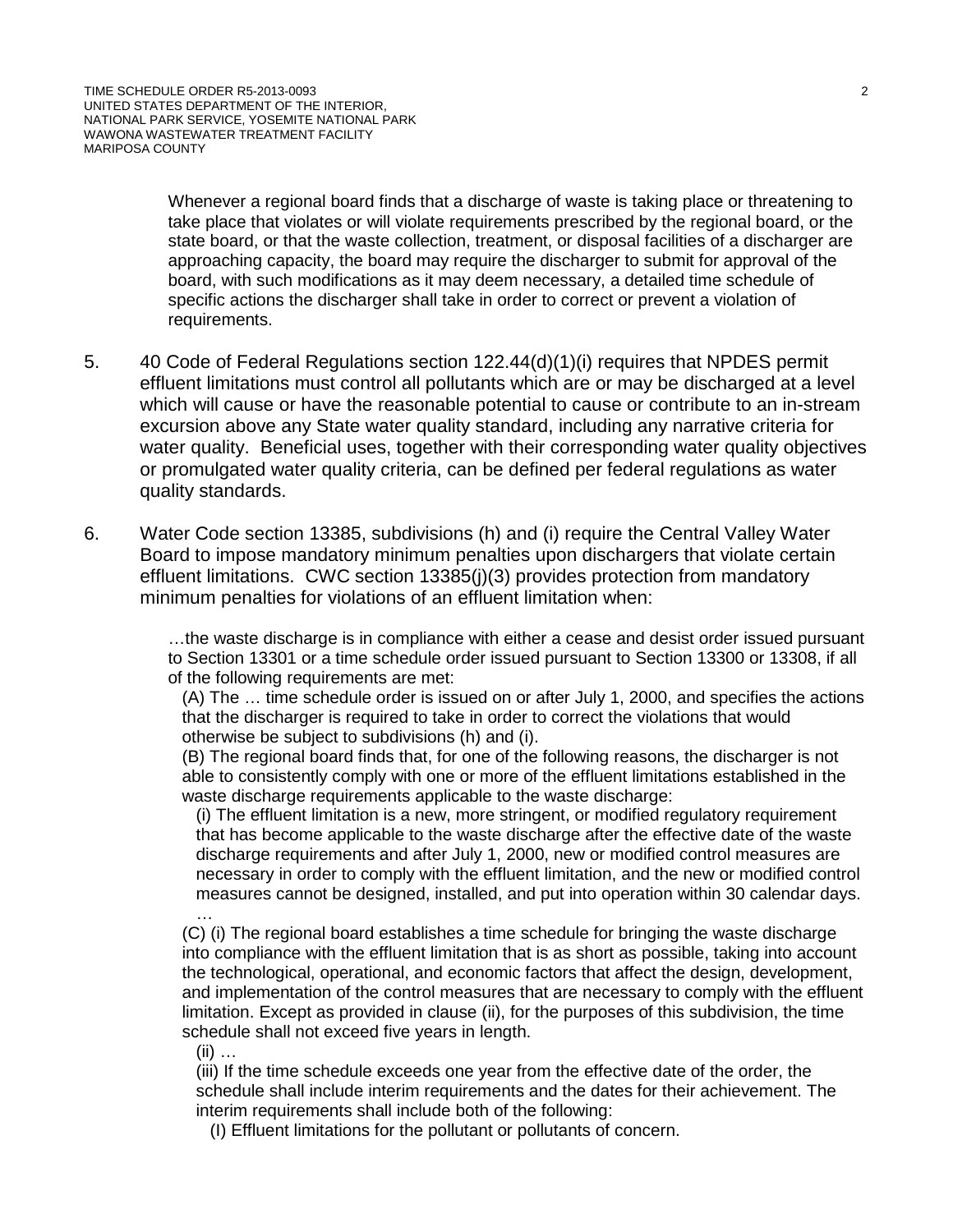> Whenever a regional board finds that a discharge of waste is taking place or threatening to take place that violates or will violate requirements prescribed by the regional board, or the state board, or that the waste collection, treatment, or disposal facilities of a discharger are approaching capacity, the board may require the discharger to submit for approval of the board, with such modifications as it may deem necessary, a detailed time schedule of specific actions the discharger shall take in order to correct or prevent a violation of requirements.

5. 40 Code of Federal Regulations section 122.44(d)(1)(i) requires that NPDES permit effluent limitations must control all pollutants which are or may be discharged at a level which will cause or have the reasonable potential to cause or contribute to an in-stream excursion above any State water quality standard, including any narrative criteria for water quality. Beneficial uses, together with their corresponding water quality objectives or promulgated water quality criteria, can be defined per federal regulations as water quality standards.

6. Water Code section 13385, subdivisions (h) and (i) require the Central Valley Water Board to impose mandatory minimum penalties upon dischargers that violate certain effluent limitations. CWC section 13385(j)(3) provides protection from mandatory minimum penalties for violations of an effluent limitation when:

> …the waste discharge is in compliance with either a cease and desist order issued pursuant to Section 13301 or a time schedule order issued pursuant to Section 13300 or 13308, if all of the following requirements are met:
>
> (A) The … time schedule order is issued on or after July 1, 2000, and specifies the actions that the discharger is required to take in order to correct the violations that would otherwise be subject to subdivisions (h) and (i).
>
> (B) The regional board finds that, for one of the following reasons, the discharger is not able to consistently comply with one or more of the effluent limitations established in the waste discharge requirements applicable to the waste discharge:
>
> (i) The effluent limitation is a new, more stringent, or modified regulatory requirement that has become applicable to the waste discharge after the effective date of the waste discharge requirements and after July 1, 2000, new or modified control measures are necessary in order to comply with the effluent limitation, and the new or modified control measures cannot be designed, installed, and put into operation within 30 calendar days.
>
> …
>
> (C) (i) The regional board establishes a time schedule for bringing the waste discharge into compliance with the effluent limitation that is as short as possible, taking into account the technological, operational, and economic factors that affect the design, development, and implementation of the control measures that are necessary to comply with the effluent limitation. Except as provided in clause (ii), for the purposes of this subdivision, the time schedule shall not exceed five years in length.
>
> (ii) …
>
> (iii) If the time schedule exceeds one year from the effective date of the order, the schedule shall include interim requirements and the dates for their achievement. The interim requirements shall include both of the following:
>
> (I) Effluent limitations for the pollutant or pollutants of concern.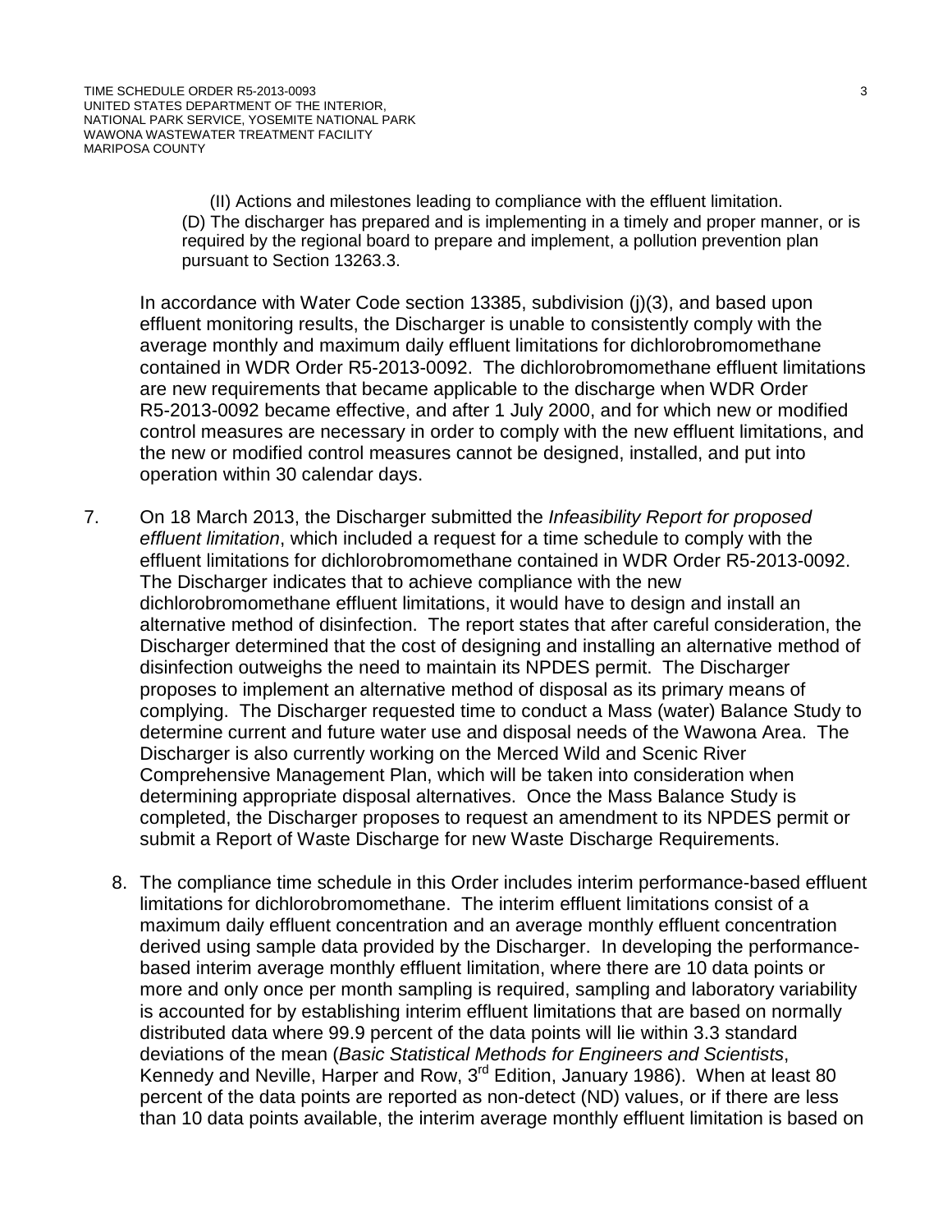(II) Actions and milestones leading to compliance with the effluent limitation.

(D) The discharger has prepared and is implementing in a timely and proper manner, or is required by the regional board to prepare and implement, a pollution prevention plan pursuant to Section 13263.3.

In accordance with Water Code section 13385, subdivision (j)(3), and based upon effluent monitoring results, the Discharger is unable to consistently comply with the average monthly and maximum daily effluent limitations for dichlorobromomethane contained in WDR Order R5-2013-0092. The dichlorobromomethane effluent limitations are new requirements that became applicable to the discharge when WDR Order R5-2013-0092 became effective, and after 1 July 2000, and for which new or modified control measures are necessary in order to comply with the new effluent limitations, and the new or modified control measures cannot be designed, installed, and put into operation within 30 calendar days.

7. On 18 March 2013, the Discharger submitted the *Infeasibility Report for proposed effluent limitation*, which included a request for a time schedule to comply with the effluent limitations for dichlorobromomethane contained in WDR Order R5-2013-0092. The Discharger indicates that to achieve compliance with the new dichlorobromomethane effluent limitations, it would have to design and install an alternative method of disinfection. The report states that after careful consideration, the Discharger determined that the cost of designing and installing an alternative method of disinfection outweighs the need to maintain its NPDES permit. The Discharger proposes to implement an alternative method of disposal as its primary means of complying. The Discharger requested time to conduct a Mass (water) Balance Study to determine current and future water use and disposal needs of the Wawona Area. The Discharger is also currently working on the Merced Wild and Scenic River Comprehensive Management Plan, which will be taken into consideration when determining appropriate disposal alternatives. Once the Mass Balance Study is completed, the Discharger proposes to request an amendment to its NPDES permit or submit a Report of Waste Discharge for new Waste Discharge Requirements.

8. The compliance time schedule in this Order includes interim performance-based effluent limitations for dichlorobromomethane. The interim effluent limitations consist of a maximum daily effluent concentration and an average monthly effluent concentration derived using sample data provided by the Discharger. In developing the performance-based interim average monthly effluent limitation, where there are 10 data points or more and only once per month sampling is required, sampling and laboratory variability is accounted for by establishing interim effluent limitations that are based on normally distributed data where 99.9 percent of the data points will lie within 3.3 standard deviations of the mean (*Basic Statistical Methods for Engineers and Scientists*, Kennedy and Neville, Harper and Row, 3rd Edition, January 1986). When at least 80 percent of the data points are reported as non-detect (ND) values, or if there are less than 10 data points available, the interim average monthly effluent limitation is based on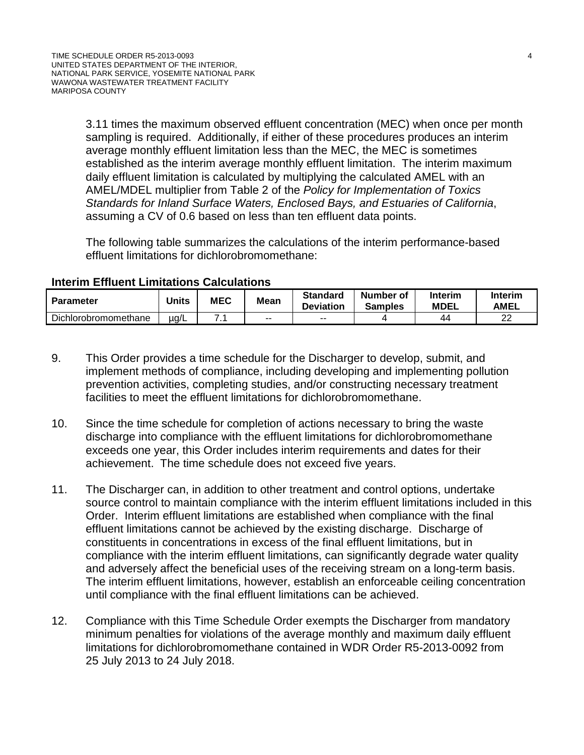3.11 times the maximum observed effluent concentration (MEC) when once per month sampling is required. Additionally, if either of these procedures produces an interim average monthly effluent limitation less than the MEC, the MEC is sometimes established as the interim average monthly effluent limitation. The interim maximum daily effluent limitation is calculated by multiplying the calculated AMEL with an AMEL/MDEL multiplier from Table 2 of the *Policy for Implementation of Toxics Standards for Inland Surface Waters, Enclosed Bays, and Estuaries of California*, assuming a CV of 0.6 based on less than ten effluent data points.

The following table summarizes the calculations of the interim performance-based effluent limitations for dichlorobromomethane:

**Interim Effluent Limitations Calculations**

| Parameter | Units | MEC | Mean | Standard Deviation | Number of Samples | Interim MDEL | Interim AMEL |
|---|---|---|---|---|---|---|---|
| Dichlorobromomethane | µg/L | 7.1 | -- | -- | 4 | 44 | 22 |

9. This Order provides a time schedule for the Discharger to develop, submit, and implement methods of compliance, including developing and implementing pollution prevention activities, completing studies, and/or constructing necessary treatment facilities to meet the effluent limitations for dichlorobromomethane.

10. Since the time schedule for completion of actions necessary to bring the waste discharge into compliance with the effluent limitations for dichlorobromomethane exceeds one year, this Order includes interim requirements and dates for their achievement. The time schedule does not exceed five years.

11. The Discharger can, in addition to other treatment and control options, undertake source control to maintain compliance with the interim effluent limitations included in this Order. Interim effluent limitations are established when compliance with the final effluent limitations cannot be achieved by the existing discharge. Discharge of constituents in concentrations in excess of the final effluent limitations, but in compliance with the interim effluent limitations, can significantly degrade water quality and adversely affect the beneficial uses of the receiving stream on a long-term basis. The interim effluent limitations, however, establish an enforceable ceiling concentration until compliance with the final effluent limitations can be achieved.

12. Compliance with this Time Schedule Order exempts the Discharger from mandatory minimum penalties for violations of the average monthly and maximum daily effluent limitations for dichlorobromomethane contained in WDR Order R5-2013-0092 from 25 July 2013 to 24 July 2018.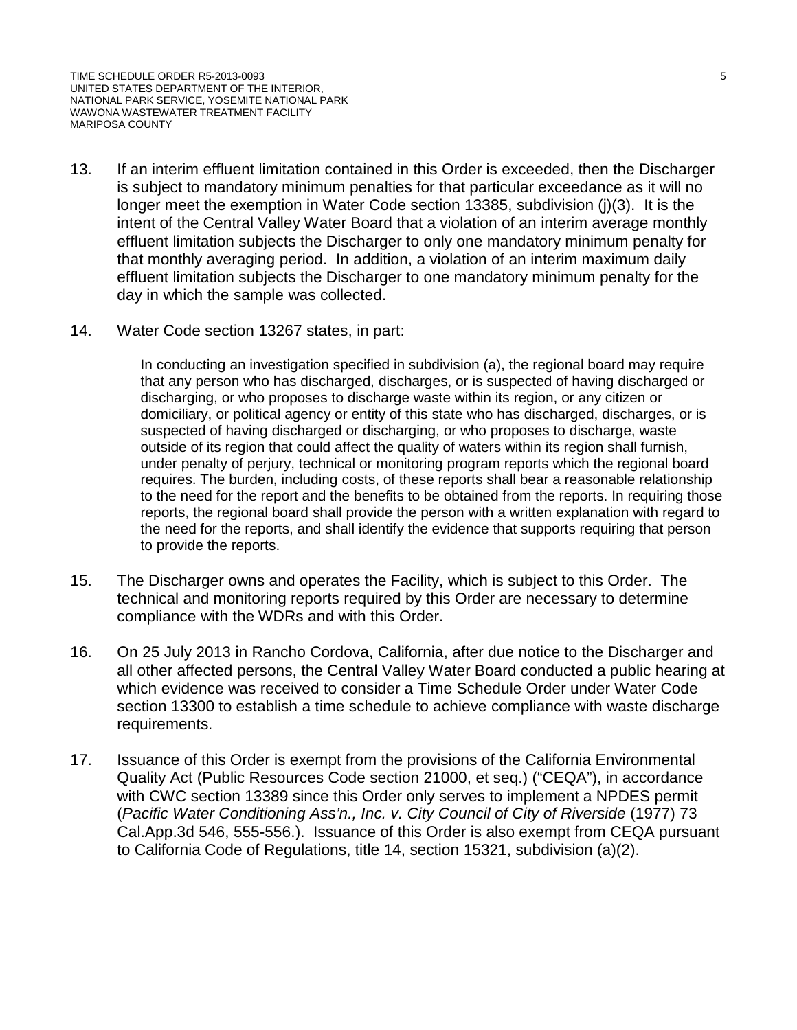13. If an interim effluent limitation contained in this Order is exceeded, then the Discharger is subject to mandatory minimum penalties for that particular exceedance as it will no longer meet the exemption in Water Code section 13385, subdivision (j)(3). It is the intent of the Central Valley Water Board that a violation of an interim average monthly effluent limitation subjects the Discharger to only one mandatory minimum penalty for that monthly averaging period. In addition, a violation of an interim maximum daily effluent limitation subjects the Discharger to one mandatory minimum penalty for the day in which the sample was collected.

14. Water Code section 13267 states, in part:

    In conducting an investigation specified in subdivision (a), the regional board may require that any person who has discharged, discharges, or is suspected of having discharged or discharging, or who proposes to discharge waste within its region, or any citizen or domiciliary, or political agency or entity of this state who has discharged, discharges, or is suspected of having discharged or discharging, or who proposes to discharge, waste outside of its region that could affect the quality of waters within its region shall furnish, under penalty of perjury, technical or monitoring program reports which the regional board requires. The burden, including costs, of these reports shall bear a reasonable relationship to the need for the report and the benefits to be obtained from the reports. In requiring those reports, the regional board shall provide the person with a written explanation with regard to the need for the reports, and shall identify the evidence that supports requiring that person to provide the reports.

15. The Discharger owns and operates the Facility, which is subject to this Order. The technical and monitoring reports required by this Order are necessary to determine compliance with the WDRs and with this Order.

16. On 25 July 2013 in Rancho Cordova, California, after due notice to the Discharger and all other affected persons, the Central Valley Water Board conducted a public hearing at which evidence was received to consider a Time Schedule Order under Water Code section 13300 to establish a time schedule to achieve compliance with waste discharge requirements.

17. Issuance of this Order is exempt from the provisions of the California Environmental Quality Act (Public Resources Code section 21000, et seq.) ("CEQA"), in accordance with CWC section 13389 since this Order only serves to implement a NPDES permit (*Pacific Water Conditioning Ass'n., Inc. v. City Council of City of Riverside* (1977) 73 Cal.App.3d 546, 555-556.). Issuance of this Order is also exempt from CEQA pursuant to California Code of Regulations, title 14, section 15321, subdivision (a)(2).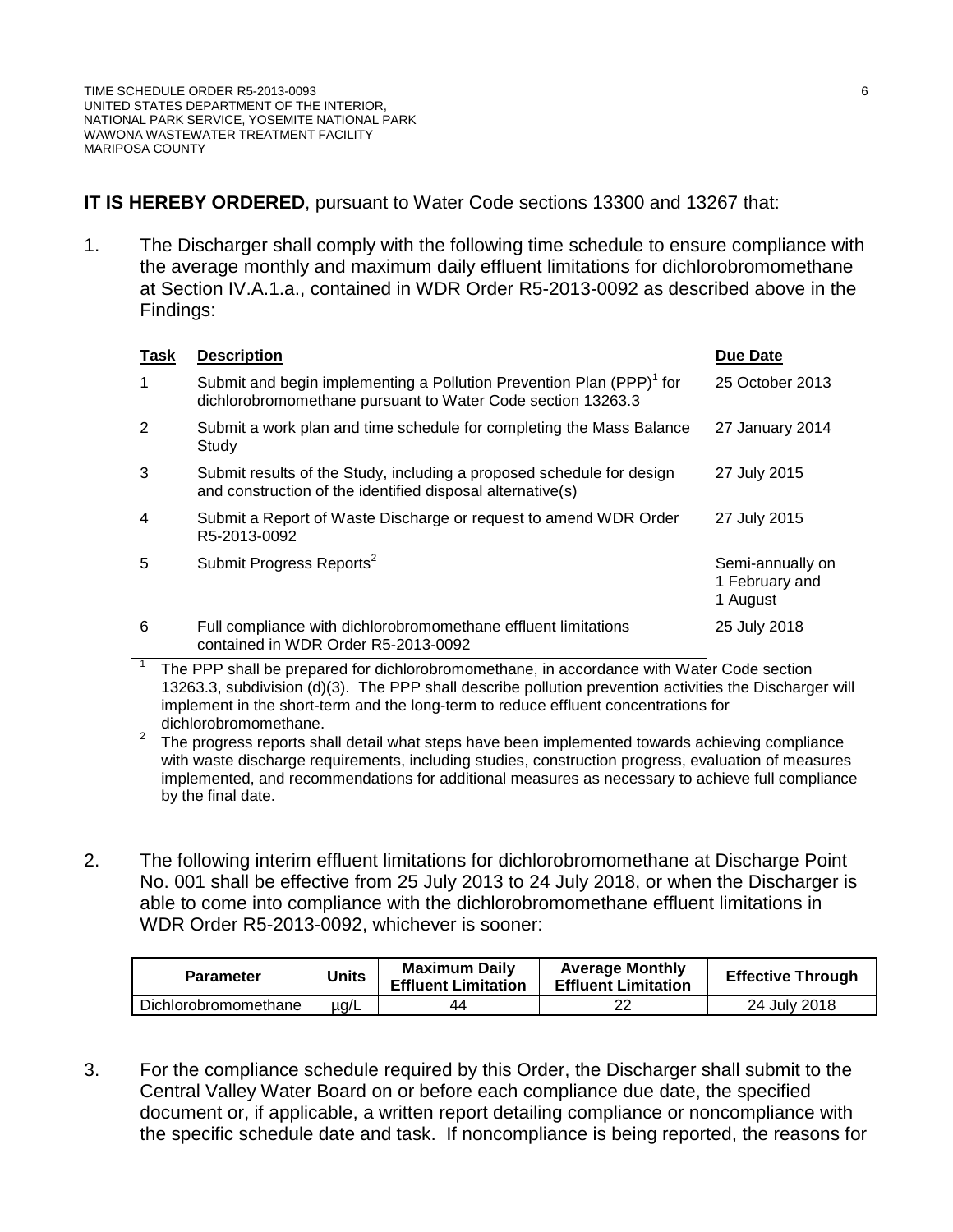**IT IS HEREBY ORDERED**, pursuant to Water Code sections 13300 and 13267 that:

1. The Discharger shall comply with the following time schedule to ensure compliance with the average monthly and maximum daily effluent limitations for dichlorobromomethane at Section IV.A.1.a., contained in WDR Order R5-2013-0092 as described above in the Findings:

| Task | Description | Due Date |
|---|---|---|
| 1 | Submit and begin implementing a Pollution Prevention Plan (PPP)[1] for dichlorobromomethane pursuant to Water Code section 13263.3 | 25 October 2013 |
| 2 | Submit a work plan and time schedule for completing the Mass Balance Study | 27 January 2014 |
| 3 | Submit results of the Study, including a proposed schedule for design and construction of the identified disposal alternative(s) | 27 July 2015 |
| 4 | Submit a Report of Waste Discharge or request to amend WDR Order R5-2013-0092 | 27 July 2015 |
| 5 | Submit Progress Reports[2] | Semi-annually on 1 February and 1 August |
| 6 | Full compliance with dichlorobromomethane effluent limitations contained in WDR Order R5-2013-0092 | 25 July 2018 |

[1] The PPP shall be prepared for dichlorobromomethane, in accordance with Water Code section 13263.3, subdivision (d)(3). The PPP shall describe pollution prevention activities the Discharger will implement in the short-term and the long-term to reduce effluent concentrations for dichlorobromomethane.

[2] The progress reports shall detail what steps have been implemented towards achieving compliance with waste discharge requirements, including studies, construction progress, evaluation of measures implemented, and recommendations for additional measures as necessary to achieve full compliance by the final date.

2. The following interim effluent limitations for dichlorobromomethane at Discharge Point No. 001 shall be effective from 25 July 2013 to 24 July 2018, or when the Discharger is able to come into compliance with the dichlorobromomethane effluent limitations in WDR Order R5-2013-0092, whichever is sooner:

| Parameter | Units | Maximum Daily Effluent Limitation | Average Monthly Effluent Limitation | Effective Through |
|---|---|---|---|---|
| Dichlorobromomethane | µg/L | 44 | 22 | 24 July 2018 |

3. For the compliance schedule required by this Order, the Discharger shall submit to the Central Valley Water Board on or before each compliance due date, the specified document or, if applicable, a written report detailing compliance or noncompliance with the specific schedule date and task. If noncompliance is being reported, the reasons for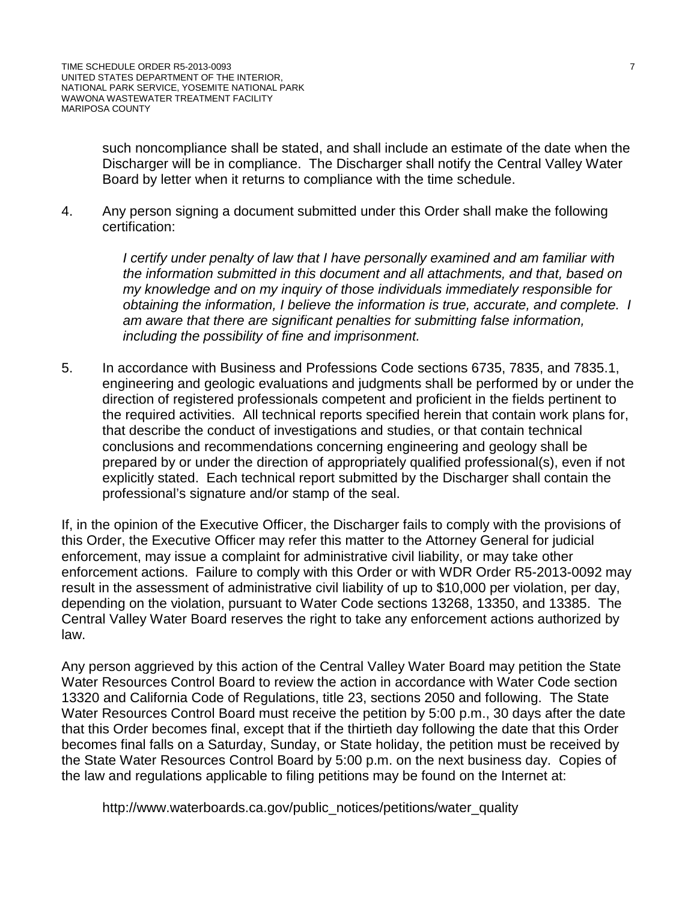such noncompliance shall be stated, and shall include an estimate of the date when the Discharger will be in compliance. The Discharger shall notify the Central Valley Water Board by letter when it returns to compliance with the time schedule.

4. Any person signing a document submitted under this Order shall make the following certification:

   *I certify under penalty of law that I have personally examined and am familiar with the information submitted in this document and all attachments, and that, based on my knowledge and on my inquiry of those individuals immediately responsible for obtaining the information, I believe the information is true, accurate, and complete. I am aware that there are significant penalties for submitting false information, including the possibility of fine and imprisonment.*

5. In accordance with Business and Professions Code sections 6735, 7835, and 7835.1, engineering and geologic evaluations and judgments shall be performed by or under the direction of registered professionals competent and proficient in the fields pertinent to the required activities. All technical reports specified herein that contain work plans for, that describe the conduct of investigations and studies, or that contain technical conclusions and recommendations concerning engineering and geology shall be prepared by or under the direction of appropriately qualified professional(s), even if not explicitly stated. Each technical report submitted by the Discharger shall contain the professional's signature and/or stamp of the seal.

If, in the opinion of the Executive Officer, the Discharger fails to comply with the provisions of this Order, the Executive Officer may refer this matter to the Attorney General for judicial enforcement, may issue a complaint for administrative civil liability, or may take other enforcement actions. Failure to comply with this Order or with WDR Order R5-2013-0092 may result in the assessment of administrative civil liability of up to $10,000 per violation, per day, depending on the violation, pursuant to Water Code sections 13268, 13350, and 13385. The Central Valley Water Board reserves the right to take any enforcement actions authorized by law.

Any person aggrieved by this action of the Central Valley Water Board may petition the State Water Resources Control Board to review the action in accordance with Water Code section 13320 and California Code of Regulations, title 23, sections 2050 and following. The State Water Resources Control Board must receive the petition by 5:00 p.m., 30 days after the date that this Order becomes final, except that if the thirtieth day following the date that this Order becomes final falls on a Saturday, Sunday, or State holiday, the petition must be received by the State Water Resources Control Board by 5:00 p.m. on the next business day. Copies of the law and regulations applicable to filing petitions may be found on the Internet at:

http://www.waterboards.ca.gov/public_notices/petitions/water_quality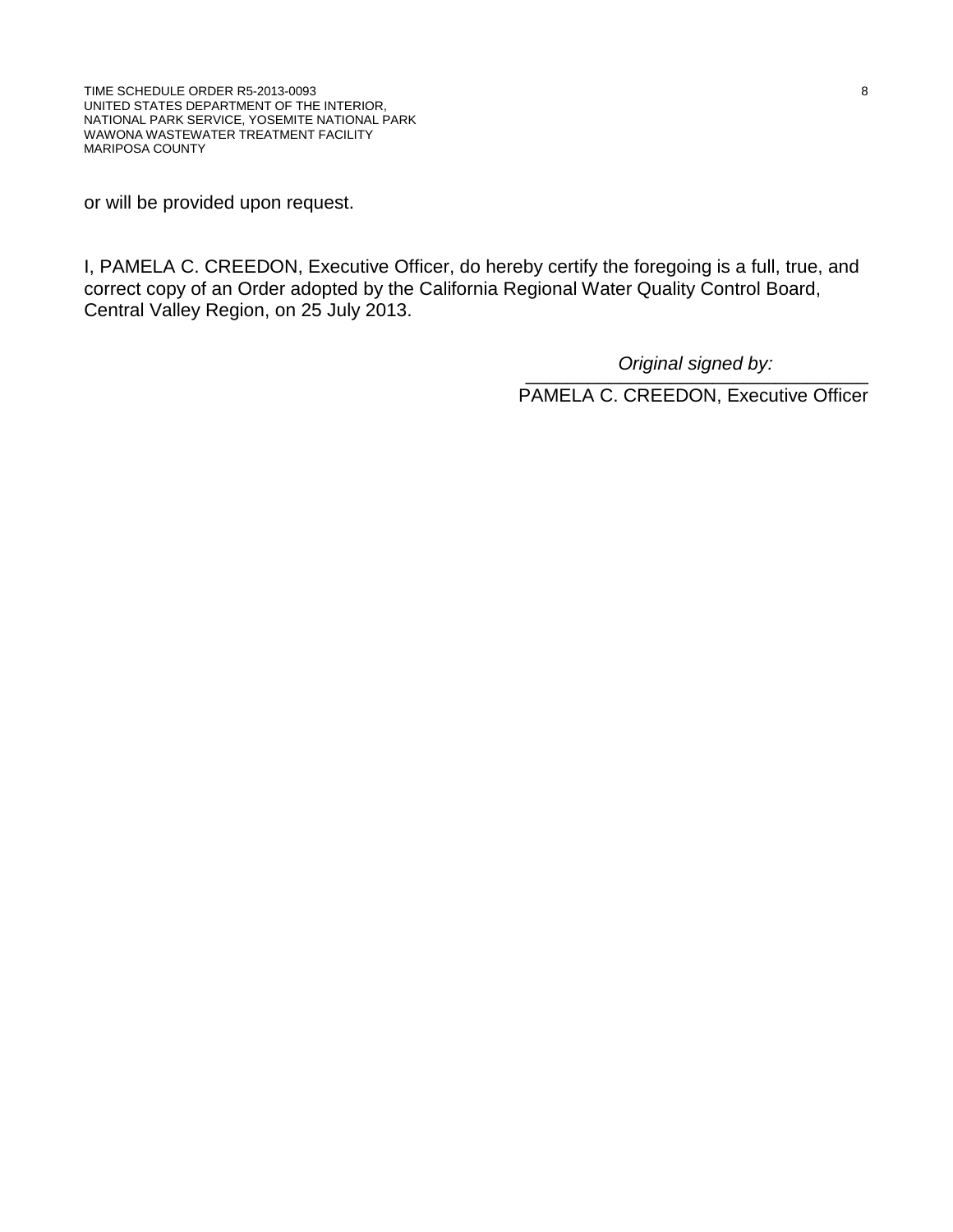or will be provided upon request.

I, PAMELA C. CREEDON, Executive Officer, do hereby certify the foregoing is a full, true, and correct copy of an Order adopted by the California Regional Water Quality Control Board, Central Valley Region, on 25 July 2013.

*Original signed by:*

\_\_\_\_\_\_\_\_\_\_\_\_\_\_\_\_\_\_\_\_\_\_\_\_\_\_\_\_\_\_\_\_\_\_\_\_

PAMELA C. CREEDON, Executive Officer